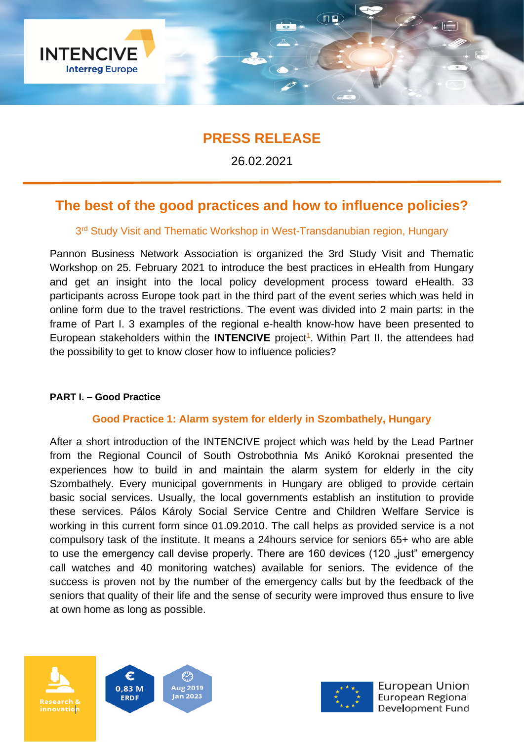# PRESS RELEASE

26.02.2021

## The best of the good practices and how to influence policies?

### 3rd Study Visit and Thematic Workshop in West-Transdanubian region, Hungary

Pannon Business Network Association is organized the 3rd Study Visit and Thematic Workshop on 25. February 2021 to introduce the best practices in eHealth from Hungary and get an insight into the local policy development process toward eHealth. 33 participants across Europe took part in the third part of the event series which was held in online form due to the travel restrictions. The event was divided into 2 main parts: in the frame of Part I. 3 examples of the regional e-health know-how have been presented to European stakeholders within the **INTENCIVE** project[1]. Within Part II. the attendees had the possibility to get to know closer how to influence policies?

**PART I. – Good Practice**

### Good Practice 1: Alarm system for elderly in Szombathely, Hungary

After a short introduction of the INTENCIVE project which was held by the Lead Partner from the Regional Council of South Ostrobothnia Ms Anikó Koroknai presented the experiences how to build in and maintain the alarm system for elderly in the city Szombathely. Every municipal governments in Hungary are obliged to provide certain basic social services. Usually, the local governments establish an institution to provide these services. Pálos Károly Social Service Centre and Children Welfare Service is working in this current form since 01.09.2010. The call helps as provided service is a not compulsory task of the institute. It means a 24hours service for seniors 65+ who are able to use the emergency call devise properly. There are 160 devices (120 „just" emergency call watches and 40 monitoring watches) available for seniors. The evidence of the success is proven not by the number of the emergency calls but by the feedback of the seniors that quality of their life and the sense of security were improved thus ensure to live at own home as long as possible.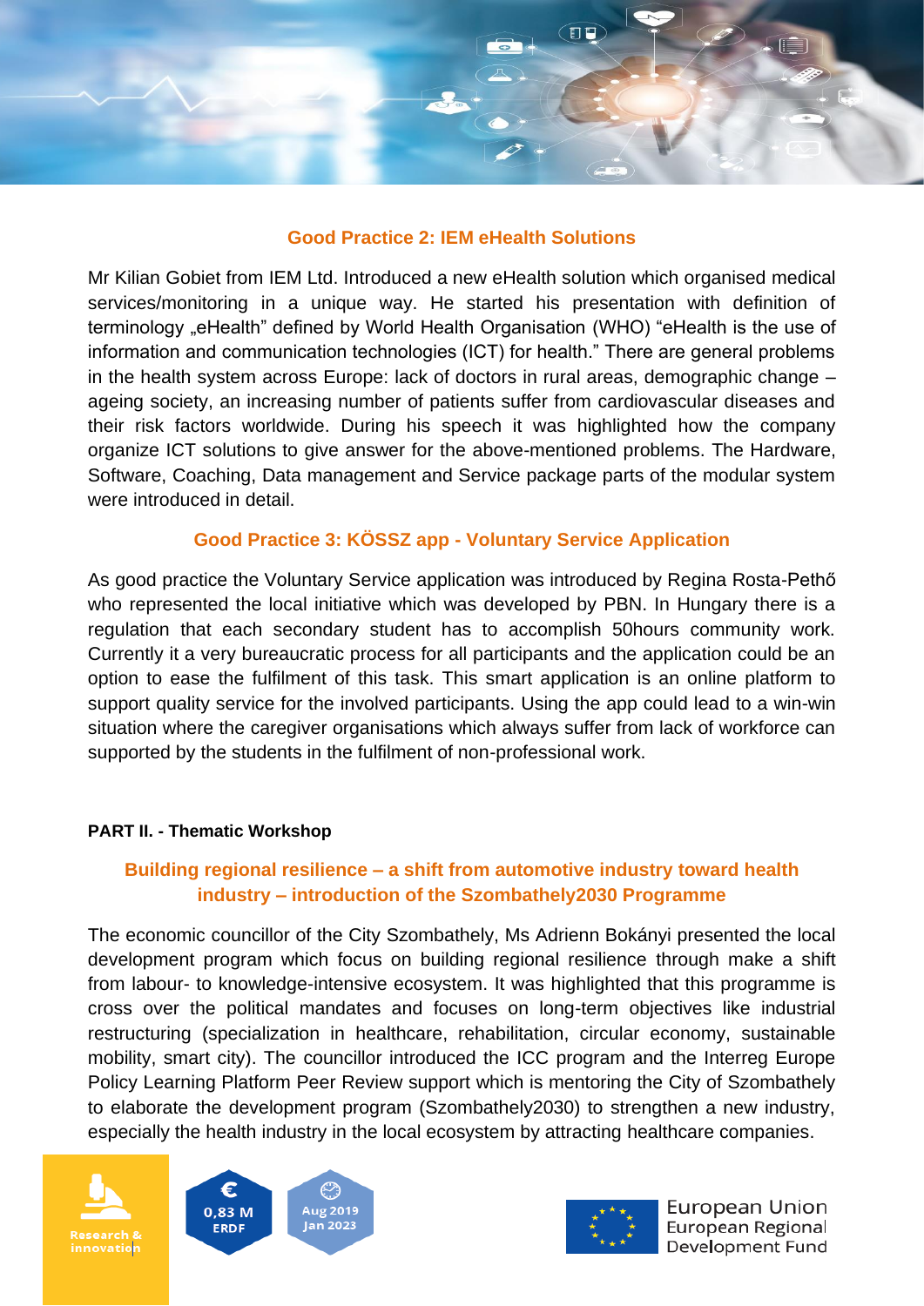## Good Practice 2: IEM eHealth Solutions

Mr Kilian Gobiet from IEM Ltd. Introduced a new eHealth solution which organised medical services/monitoring in a unique way. He started his presentation with definition of terminology „eHealth" defined by World Health Organisation (WHO) "eHealth is the use of information and communication technologies (ICT) for health." There are general problems in the health system across Europe: lack of doctors in rural areas, demographic change – ageing society, an increasing number of patients suffer from cardiovascular diseases and their risk factors worldwide. During his speech it was highlighted how the company organize ICT solutions to give answer for the above-mentioned problems. The Hardware, Software, Coaching, Data management and Service package parts of the modular system were introduced in detail.

## Good Practice 3: KÖSSZ app - Voluntary Service Application

As good practice the Voluntary Service application was introduced by Regina Rosta-Pethő who represented the local initiative which was developed by PBN. In Hungary there is a regulation that each secondary student has to accomplish 50hours community work. Currently it a very bureaucratic process for all participants and the application could be an option to ease the fulfilment of this task. This smart application is an online platform to support quality service for the involved participants. Using the app could lead to a win-win situation where the caregiver organisations which always suffer from lack of workforce can supported by the students in the fulfilment of non-professional work.

**PART II. - Thematic Workshop**

## Building regional resilience – a shift from automotive industry toward health industry – introduction of the Szombathely2030 Programme

The economic councillor of the City Szombathely, Ms Adrienn Bokányi presented the local development program which focus on building regional resilience through make a shift from labour- to knowledge-intensive ecosystem. It was highlighted that this programme is cross over the political mandates and focuses on long-term objectives like industrial restructuring (specialization in healthcare, rehabilitation, circular economy, sustainable mobility, smart city). The councillor introduced the ICC program and the Interreg Europe Policy Learning Platform Peer Review support which is mentoring the City of Szombathely to elaborate the development program (Szombathely2030) to strengthen a new industry, especially the health industry in the local ecosystem by attracting healthcare companies.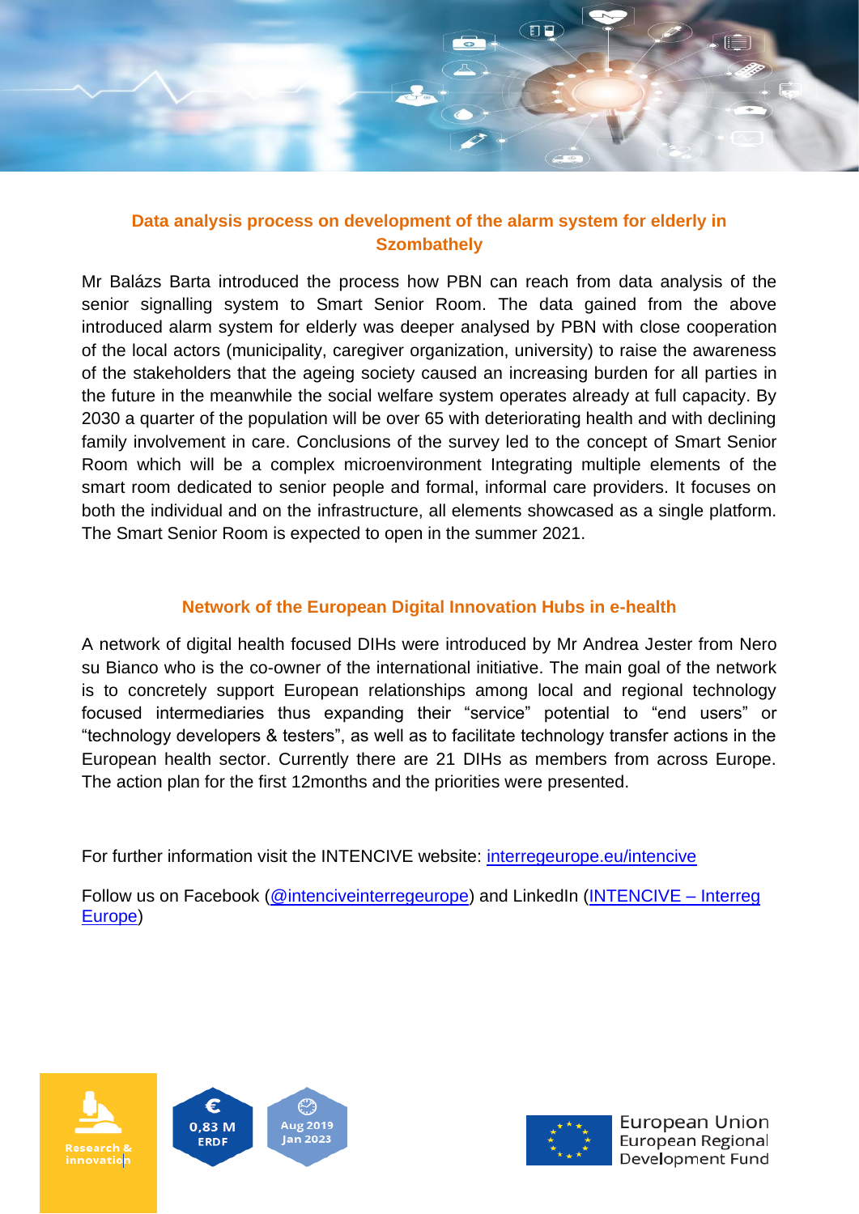## Data analysis process on development of the alarm system for elderly in Szombathely

Mr Balázs Barta introduced the process how PBN can reach from data analysis of the senior signalling system to Smart Senior Room. The data gained from the above introduced alarm system for elderly was deeper analysed by PBN with close cooperation of the local actors (municipality, caregiver organization, university) to raise the awareness of the stakeholders that the ageing society caused an increasing burden for all parties in the future in the meanwhile the social welfare system operates already at full capacity. By 2030 a quarter of the population will be over 65 with deteriorating health and with declining family involvement in care. Conclusions of the survey led to the concept of Smart Senior Room which will be a complex microenvironment Integrating multiple elements of the smart room dedicated to senior people and formal, informal care providers. It focuses on both the individual and on the infrastructure, all elements showcased as a single platform. The Smart Senior Room is expected to open in the summer 2021.

## Network of the European Digital Innovation Hubs in e-health

A network of digital health focused DIHs were introduced by Mr Andrea Jester from Nero su Bianco who is the co-owner of the international initiative. The main goal of the network is to concretely support European relationships among local and regional technology focused intermediaries thus expanding their "service" potential to "end users" or "technology developers & testers", as well as to facilitate technology transfer actions in the European health sector. Currently there are 21 DIHs as members from across Europe. The action plan for the first 12months and the priorities were presented.

For further information visit the INTENCIVE website: [interregeurope.eu/intencive](interregeurope.eu/intencive)

Follow us on Facebook ([@intenciveinterregeurope]()) and LinkedIn ([INTENCIVE – Interreg Europe]())

Research & innovation

€ 0,83 M ERDF

Aug 2019 Jan 2023

European Union
European Regional Development Fund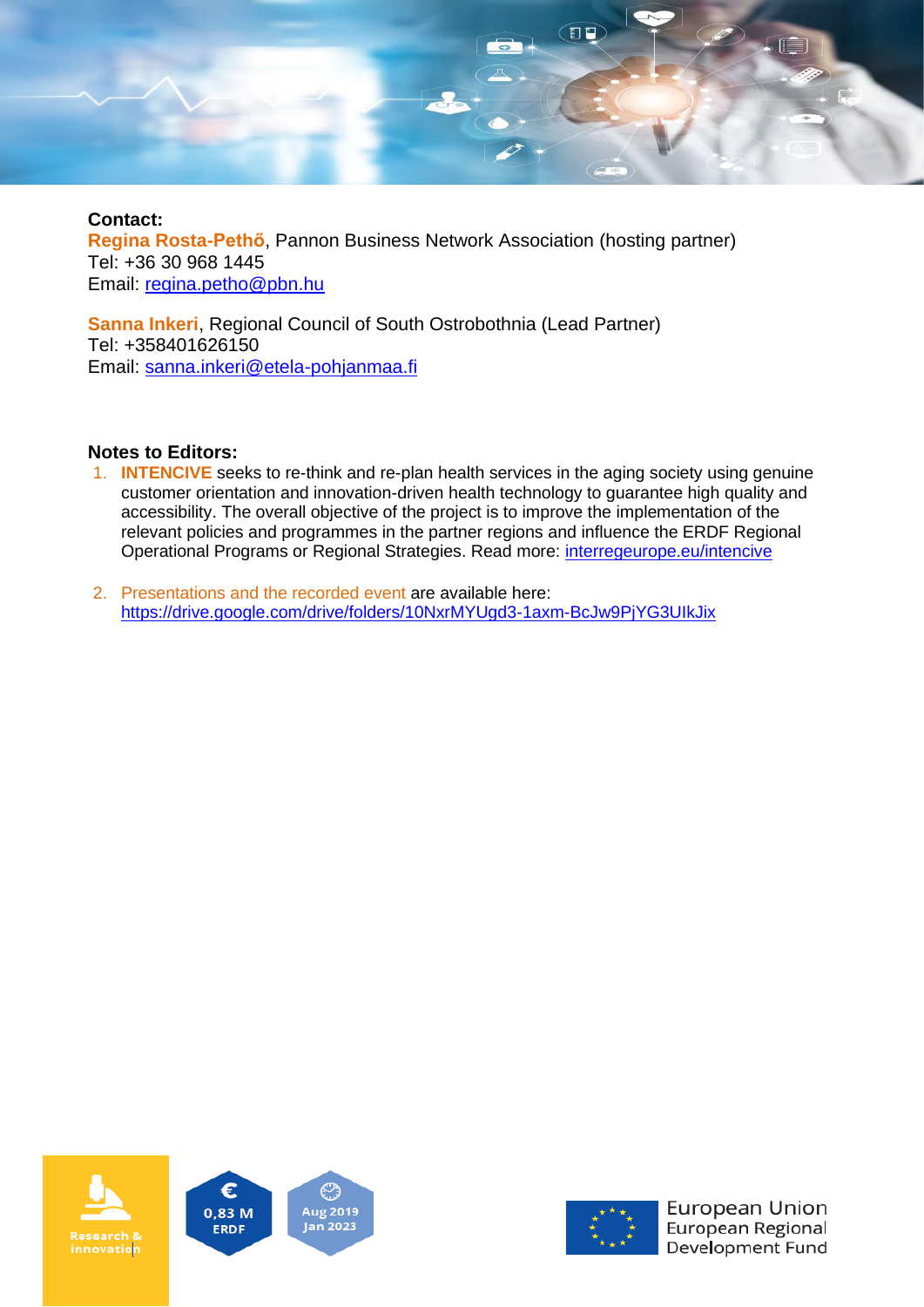**Contact:**
**Regina Rosta-Pethő**, Pannon Business Network Association (hosting partner)
Tel: +36 30 968 1445
Email: regina.petho@pbn.hu

**Sanna Inkeri**, Regional Council of South Ostrobothnia (Lead Partner)
Tel: +358401626150
Email: sanna.inkeri@etela-pohjanmaa.fi

**Notes to Editors:**

1. **INTENCIVE** seeks to re-think and re-plan health services in the aging society using genuine customer orientation and innovation-driven health technology to guarantee high quality and accessibility. The overall objective of the project is to improve the implementation of the relevant policies and programmes in the partner regions and influence the ERDF Regional Operational Programs or Regional Strategies. Read more: interregeurope.eu/intencive

2. Presentations and the recorded event are available here: https://drive.google.com/drive/folders/10NxrMYUgd3-1axm-BcJw9PjYG3UIkJix

Research & innovation

0,83 M ERDF

Aug 2019 Jan 2023

European Union
European Regional Development Fund